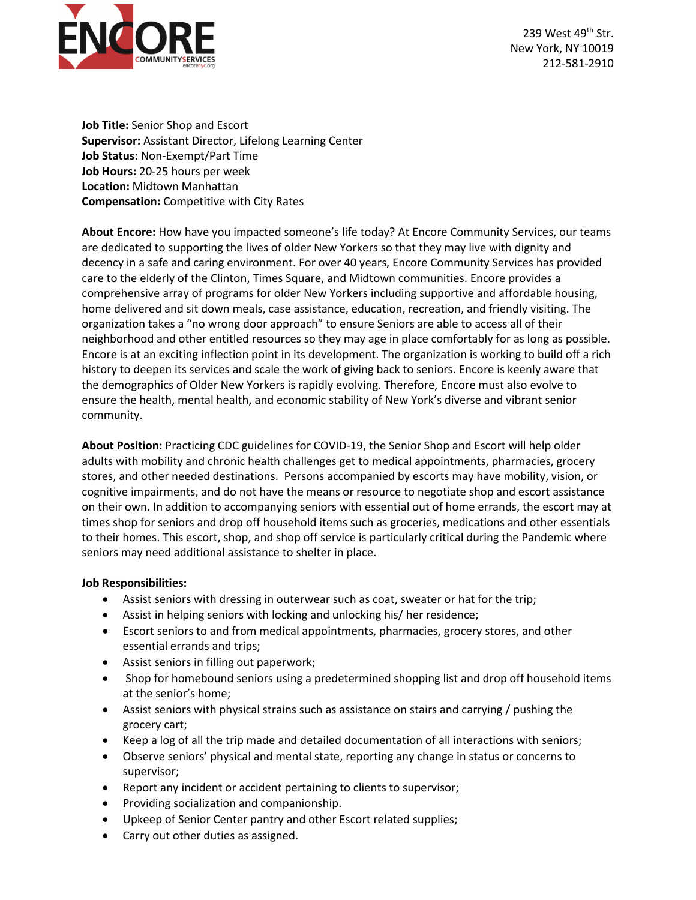ENCORE COMMUNITY SERVICES
encorenyc.org

239 West 49th Str.
New York, NY 10019
212-581-2910

**Job Title:** Senior Shop and Escort
**Supervisor:** Assistant Director, Lifelong Learning Center
**Job Status:** Non-Exempt/Part Time
**Job Hours:** 20-25 hours per week
**Location:** Midtown Manhattan
**Compensation:** Competitive with City Rates

**About Encore:** How have you impacted someone's life today? At Encore Community Services, our teams are dedicated to supporting the lives of older New Yorkers so that they may live with dignity and decency in a safe and caring environment. For over 40 years, Encore Community Services has provided care to the elderly of the Clinton, Times Square, and Midtown communities. Encore provides a comprehensive array of programs for older New Yorkers including supportive and affordable housing, home delivered and sit down meals, case assistance, education, recreation, and friendly visiting. The organization takes a "no wrong door approach" to ensure Seniors are able to access all of their neighborhood and other entitled resources so they may age in place comfortably for as long as possible. Encore is at an exciting inflection point in its development. The organization is working to build off a rich history to deepen its services and scale the work of giving back to seniors. Encore is keenly aware that the demographics of Older New Yorkers is rapidly evolving. Therefore, Encore must also evolve to ensure the health, mental health, and economic stability of New York's diverse and vibrant senior community.

**About Position:** Practicing CDC guidelines for COVID-19, the Senior Shop and Escort will help older adults with mobility and chronic health challenges get to medical appointments, pharmacies, grocery stores, and other needed destinations. Persons accompanied by escorts may have mobility, vision, or cognitive impairments, and do not have the means or resource to negotiate shop and escort assistance on their own. In addition to accompanying seniors with essential out of home errands, the escort may at times shop for seniors and drop off household items such as groceries, medications and other essentials to their homes. This escort, shop, and shop off service is particularly critical during the Pandemic where seniors may need additional assistance to shelter in place.

**Job Responsibilities:**

- Assist seniors with dressing in outerwear such as coat, sweater or hat for the trip;
- Assist in helping seniors with locking and unlocking his/ her residence;
- Escort seniors to and from medical appointments, pharmacies, grocery stores, and other essential errands and trips;
- Assist seniors in filling out paperwork;
- Shop for homebound seniors using a predetermined shopping list and drop off household items at the senior's home;
- Assist seniors with physical strains such as assistance on stairs and carrying / pushing the grocery cart;
- Keep a log of all the trip made and detailed documentation of all interactions with seniors;
- Observe seniors' physical and mental state, reporting any change in status or concerns to supervisor;
- Report any incident or accident pertaining to clients to supervisor;
- Providing socialization and companionship.
- Upkeep of Senior Center pantry and other Escort related supplies;
- Carry out other duties as assigned.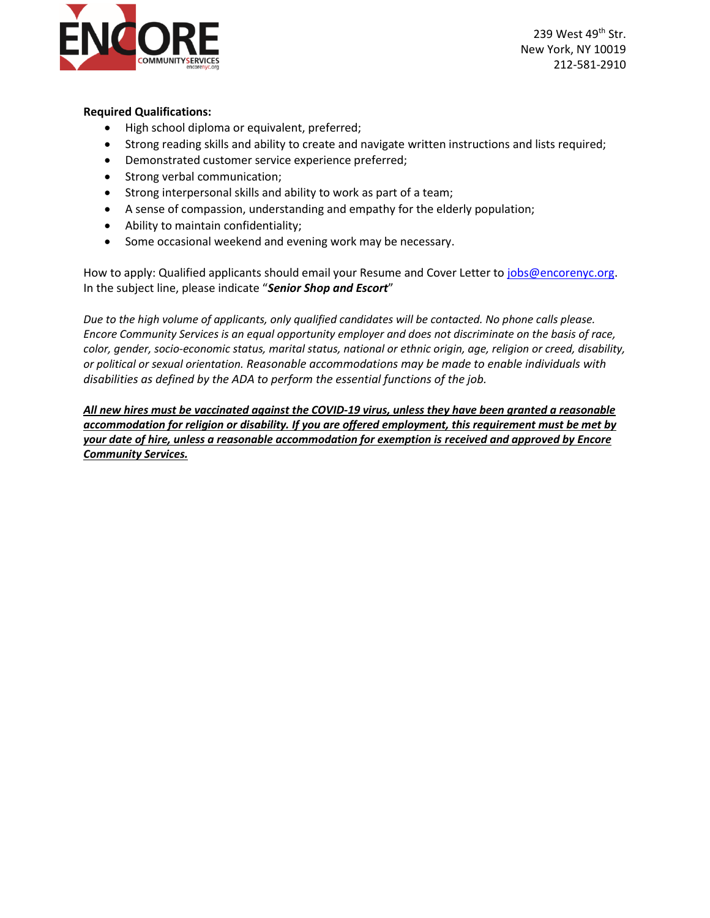239 West 49th Str.
New York, NY 10019
212-581-2910

**Required Qualifications:**

- High school diploma or equivalent, preferred;
- Strong reading skills and ability to create and navigate written instructions and lists required;
- Demonstrated customer service experience preferred;
- Strong verbal communication;
- Strong interpersonal skills and ability to work as part of a team;
- A sense of compassion, understanding and empathy for the elderly population;
- Ability to maintain confidentiality;
- Some occasional weekend and evening work may be necessary.

How to apply: Qualified applicants should email your Resume and Cover Letter to jobs@encorenyc.org. In the subject line, please indicate "***Senior Shop and Escort***"

*Due to the high volume of applicants, only qualified candidates will be contacted. No phone calls please. Encore Community Services is an equal opportunity employer and does not discriminate on the basis of race, color, gender, socio-economic status, marital status, national or ethnic origin, age, religion or creed, disability, or political or sexual orientation. Reasonable accommodations may be made to enable individuals with disabilities as defined by the ADA to perform the essential functions of the job.*

***All new hires must be vaccinated against the COVID-19 virus, unless they have been granted a reasonable accommodation for religion or disability. If you are offered employment, this requirement must be met by your date of hire, unless a reasonable accommodation for exemption is received and approved by Encore Community Services.***